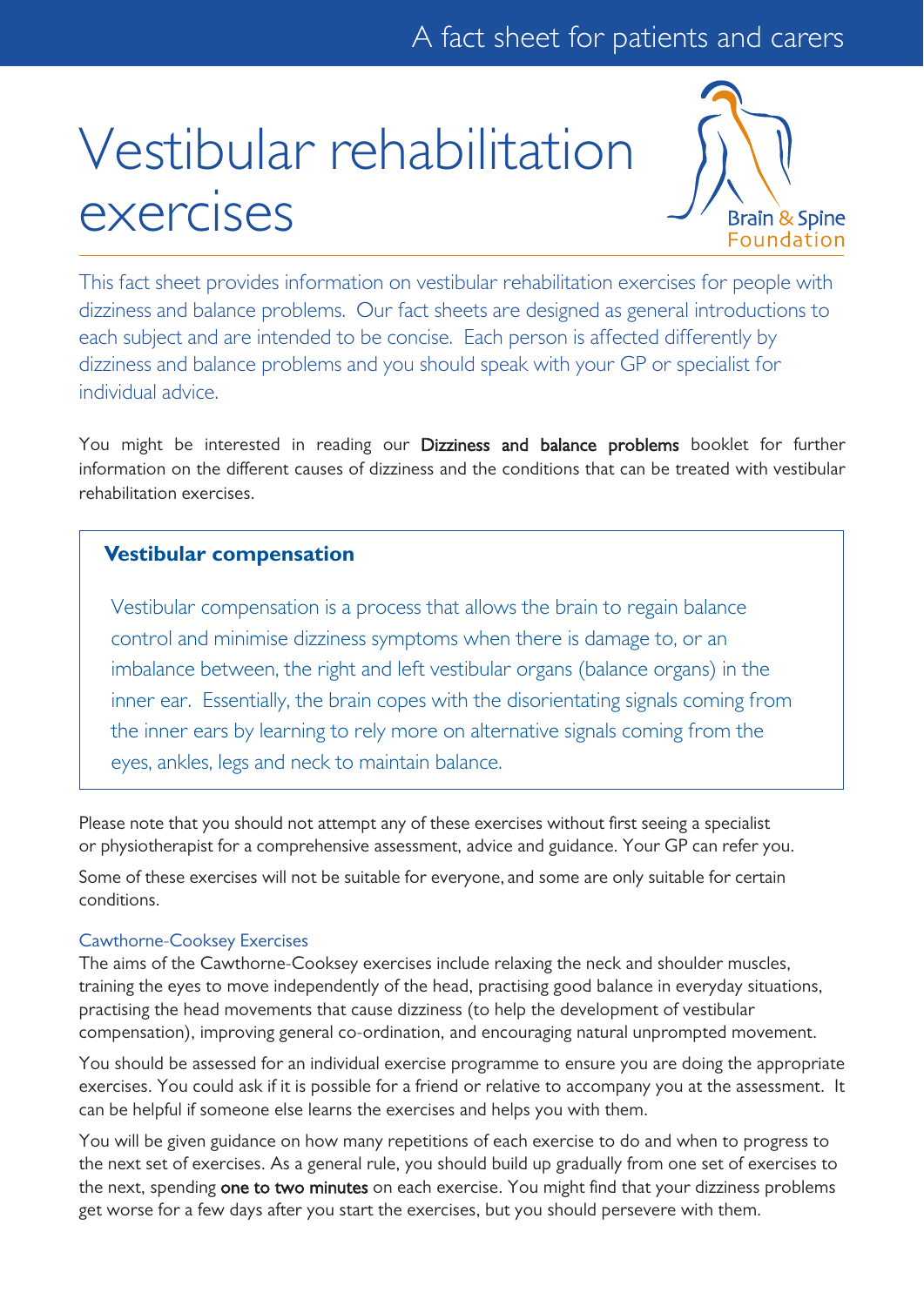A fact sheet for patients and carers

# Vestibular rehabilitation exercises

Brain & Spine Foundation

This fact sheet provides information on vestibular rehabilitation exercises for people with dizziness and balance problems. Our fact sheets are designed as general introductions to each subject and are intended to be concise. Each person is affected differently by dizziness and balance problems and you should speak with your GP or specialist for individual advice.

You might be interested in reading our **Dizziness and balance problems** booklet for further information on the different causes of dizziness and the conditions that can be treated with vestibular rehabilitation exercises.

### Vestibular compensation

Vestibular compensation is a process that allows the brain to regain balance control and minimise dizziness symptoms when there is damage to, or an imbalance between, the right and left vestibular organs (balance organs) in the inner ear. Essentially, the brain copes with the disorientating signals coming from the inner ears by learning to rely more on alternative signals coming from the eyes, ankles, legs and neck to maintain balance.

Please note that you should not attempt any of these exercises without first seeing a specialist or physiotherapist for a comprehensive assessment, advice and guidance. Your GP can refer you.

Some of these exercises will not be suitable for everyone, and some are only suitable for certain conditions.

## Cawthorne-Cooksey Exercises

The aims of the Cawthorne-Cooksey exercises include relaxing the neck and shoulder muscles, training the eyes to move independently of the head, practising good balance in everyday situations, practising the head movements that cause dizziness (to help the development of vestibular compensation), improving general co-ordination, and encouraging natural unprompted movement.

You should be assessed for an individual exercise programme to ensure you are doing the appropriate exercises. You could ask if it is possible for a friend or relative to accompany you at the assessment. It can be helpful if someone else learns the exercises and helps you with them.

You will be given guidance on how many repetitions of each exercise to do and when to progress to the next set of exercises. As a general rule, you should build up gradually from one set of exercises to the next, spending **one to two minutes** on each exercise. You might find that your dizziness problems get worse for a few days after you start the exercises, but you should persevere with them.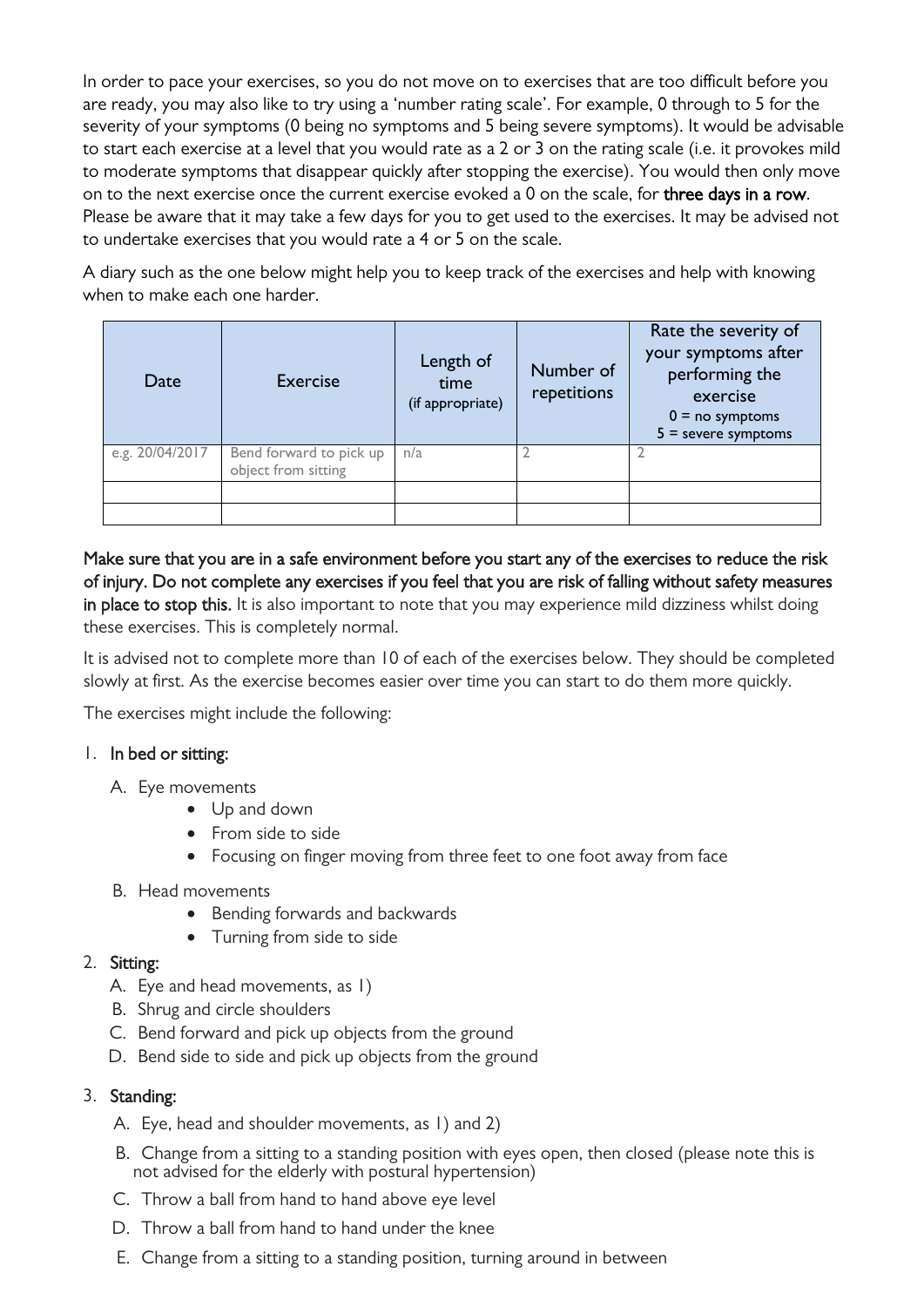In order to pace your exercises, so you do not move on to exercises that are too difficult before you are ready, you may also like to try using a 'number rating scale'. For example, 0 through to 5 for the severity of your symptoms (0 being no symptoms and 5 being severe symptoms). It would be advisable to start each exercise at a level that you would rate as a 2 or 3 on the rating scale (i.e. it provokes mild to moderate symptoms that disappear quickly after stopping the exercise). You would then only move on to the next exercise once the current exercise evoked a 0 on the scale, for **three days in a row**. Please be aware that it may take a few days for you to get used to the exercises. It may be advised not to undertake exercises that you would rate a 4 or 5 on the scale.

A diary such as the one below might help you to keep track of the exercises and help with knowing when to make each one harder.

| Date | Exercise | Length of time (if appropriate) | Number of repetitions | Rate the severity of your symptoms after performing the exercise 0 = no symptoms 5 = severe symptoms |
|---|---|---|---|---|
| e.g. 20/04/2017 | Bend forward to pick up object from sitting | n/a | 2 | 2 |
| | | | | |
| | | | | |

**Make sure that you are in a safe environment before you start any of the exercises to reduce the risk of injury. Do not complete any exercises if you feel that you are risk of falling without safety measures in place to stop this.** It is also important to note that you may experience mild dizziness whilst doing these exercises. This is completely normal.

It is advised not to complete more than 10 of each of the exercises below. They should be completed slowly at first. As the exercise becomes easier over time you can start to do them more quickly.

The exercises might include the following:

1. **In bed or sitting:**
   - A. Eye movements
     - Up and down
     - From side to side
     - Focusing on finger moving from three feet to one foot away from face
   - B. Head movements
     - Bending forwards and backwards
     - Turning from side to side
2. **Sitting:**
   - A. Eye and head movements, as 1)
   - B. Shrug and circle shoulders
   - C. Bend forward and pick up objects from the ground
   - D. Bend side to side and pick up objects from the ground
3. **Standing:**
   - A. Eye, head and shoulder movements, as 1) and 2)
   - B. Change from a sitting to a standing position with eyes open, then closed (please note this is not advised for the elderly with postural hypertension)
   - C. Throw a ball from hand to hand above eye level
   - D. Throw a ball from hand to hand under the knee
   - E. Change from a sitting to a standing position, turning around in between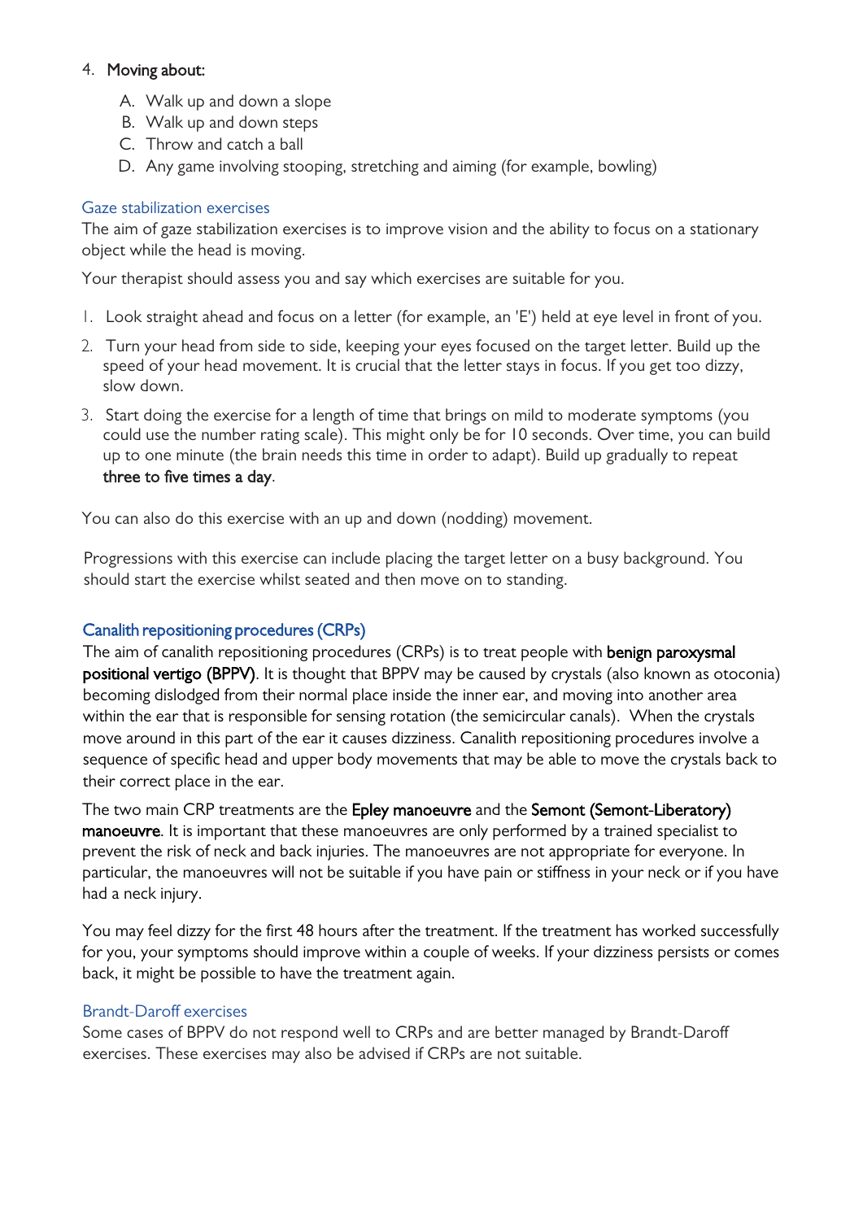4. **Moving about:**
    A. Walk up and down a slope
    B. Walk up and down steps
    C. Throw and catch a ball
    D. Any game involving stooping, stretching and aiming (for example, bowling)

## Gaze stabilization exercises

The aim of gaze stabilization exercises is to improve vision and the ability to focus on a stationary object while the head is moving.

Your therapist should assess you and say which exercises are suitable for you.

1. Look straight ahead and focus on a letter (for example, an 'E') held at eye level in front of you.
2. Turn your head from side to side, keeping your eyes focused on the target letter. Build up the speed of your head movement. It is crucial that the letter stays in focus. If you get too dizzy, slow down.
3. Start doing the exercise for a length of time that brings on mild to moderate symptoms (you could use the number rating scale). This might only be for 10 seconds. Over time, you can build up to one minute (the brain needs this time in order to adapt). Build up gradually to repeat **three to five times a day**.

You can also do this exercise with an up and down (nodding) movement.

Progressions with this exercise can include placing the target letter on a busy background. You should start the exercise whilst seated and then move on to standing.

## Canalith repositioning procedures (CRPs)

The aim of canalith repositioning procedures (CRPs) is to treat people with **benign paroxysmal positional vertigo (BPPV)**. It is thought that BPPV may be caused by crystals (also known as otoconia) becoming dislodged from their normal place inside the inner ear, and moving into another area within the ear that is responsible for sensing rotation (the semicircular canals). When the crystals move around in this part of the ear it causes dizziness. Canalith repositioning procedures involve a sequence of specific head and upper body movements that may be able to move the crystals back to their correct place in the ear.

The two main CRP treatments are the **Epley manoeuvre** and the **Semont (Semont-Liberatory) manoeuvre**. It is important that these manoeuvres are only performed by a trained specialist to prevent the risk of neck and back injuries. The manoeuvres are not appropriate for everyone. In particular, the manoeuvres will not be suitable if you have pain or stiffness in your neck or if you have had a neck injury.

You may feel dizzy for the first 48 hours after the treatment. If the treatment has worked successfully for you, your symptoms should improve within a couple of weeks. If your dizziness persists or comes back, it might be possible to have the treatment again.

## Brandt-Daroff exercises

Some cases of BPPV do not respond well to CRPs and are better managed by Brandt-Daroff exercises. These exercises may also be advised if CRPs are not suitable.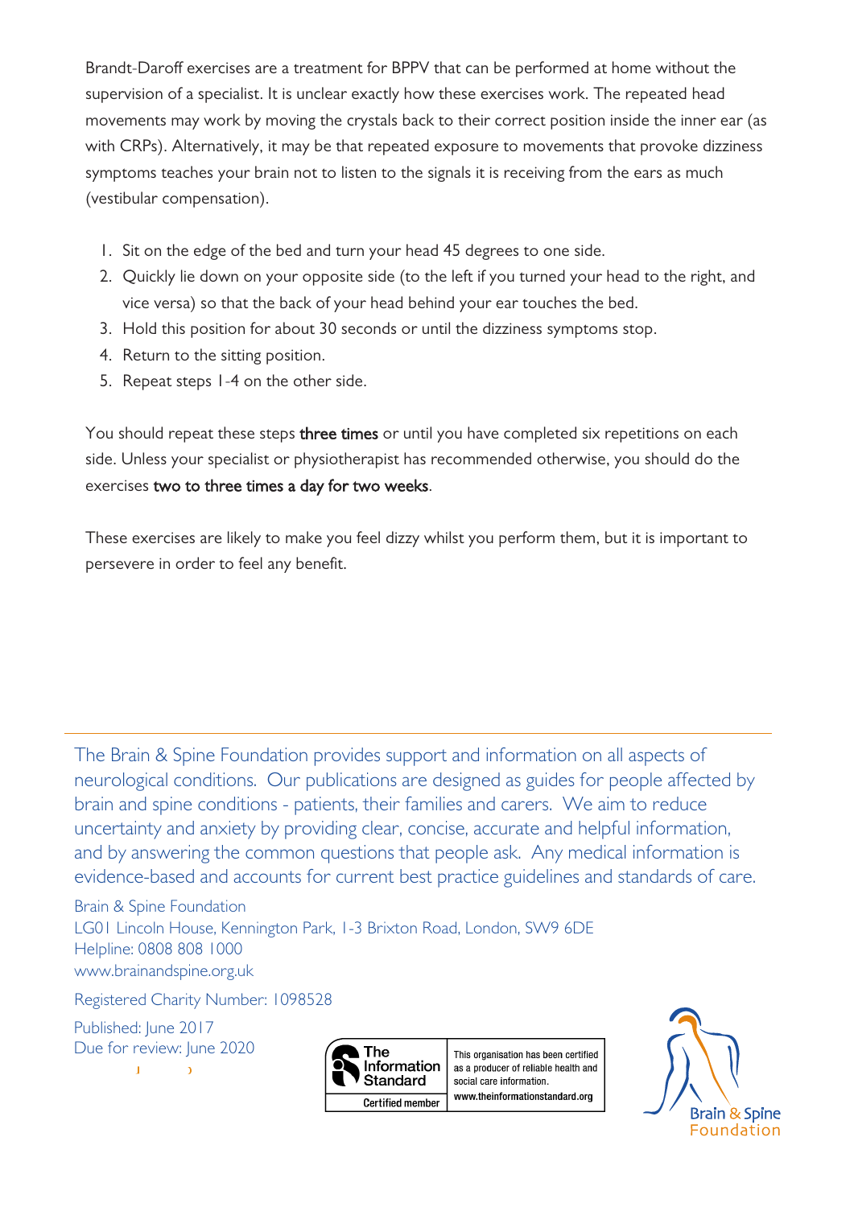Brandt-Daroff exercises are a treatment for BPPV that can be performed at home without the supervision of a specialist. It is unclear exactly how these exercises work. The repeated head movements may work by moving the crystals back to their correct position inside the inner ear (as with CRPs). Alternatively, it may be that repeated exposure to movements that provoke dizziness symptoms teaches your brain not to listen to the signals it is receiving from the ears as much (vestibular compensation).

1. Sit on the edge of the bed and turn your head 45 degrees to one side.
2. Quickly lie down on your opposite side (to the left if you turned your head to the right, and vice versa) so that the back of your head behind your ear touches the bed.
3. Hold this position for about 30 seconds or until the dizziness symptoms stop.
4. Return to the sitting position.
5. Repeat steps 1-4 on the other side.

You should repeat these steps **three times** or until you have completed six repetitions on each side. Unless your specialist or physiotherapist has recommended otherwise, you should do the exercises **two to three times a day for two weeks**.

These exercises are likely to make you feel dizzy whilst you perform them, but it is important to persevere in order to feel any benefit.

---

The Brain & Spine Foundation provides support and information on all aspects of neurological conditions. Our publications are designed as guides for people affected by brain and spine conditions - patients, their families and carers. We aim to reduce uncertainty and anxiety by providing clear, concise, accurate and helpful information, and by answering the common questions that people ask. Any medical information is evidence-based and accounts for current best practice guidelines and standards of care.

Brain & Spine Foundation
LG01 Lincoln House, Kennington Park, 1-3 Brixton Road, London, SW9 6DE
Helpline: 0808 808 1000
www.brainandspine.org.uk

Registered Charity Number: 1098528

Published: June 2017
Due for review: June 2020

The Information Standard
Certified member
This organisation has been certified as a producer of reliable health and social care information.
www.theinformationstandard.org

Brain & Spine Foundation